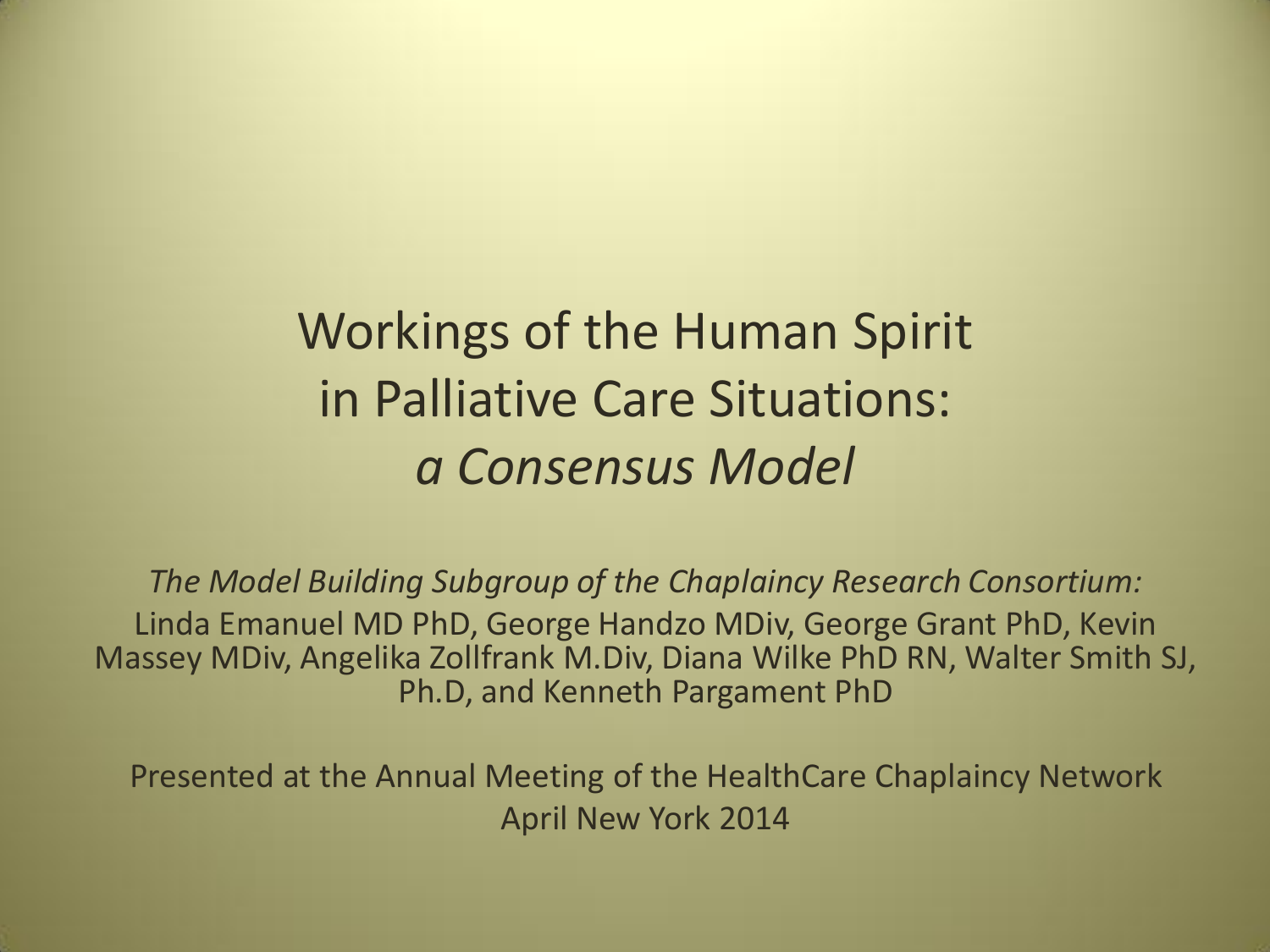# Workings of the Human Spirit in Palliative Care Situations: *a Consensus Model*

*The Model Building Subgroup of the Chaplaincy Research Consortium:*
Linda Emanuel MD PhD, George Handzo MDiv, George Grant PhD, Kevin Massey MDiv, Angelika Zollfrank M.Div, Diana Wilke PhD RN, Walter Smith SJ, Ph.D, and Kenneth Pargament PhD

Presented at the Annual Meeting of the HealthCare Chaplaincy Network April New York 2014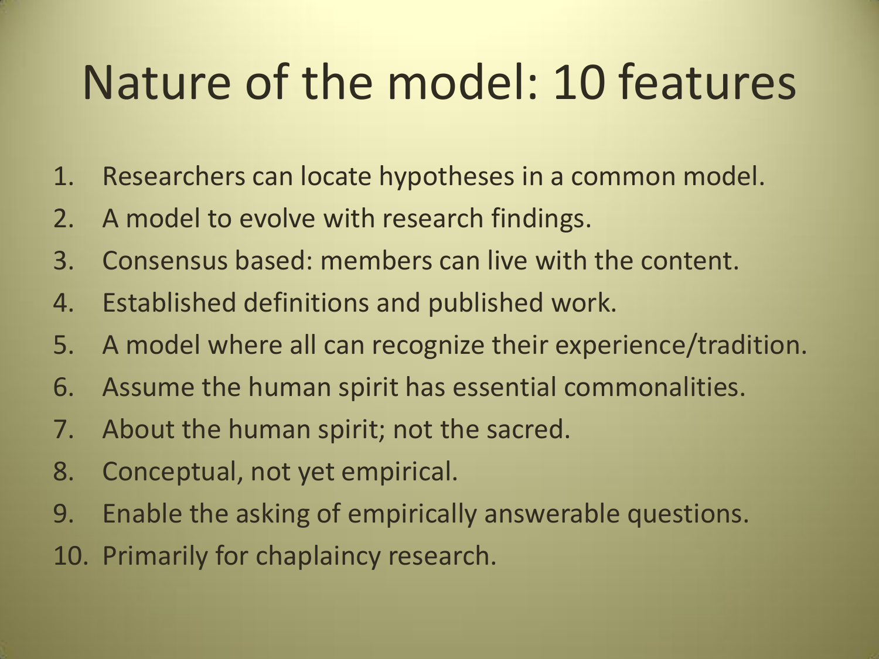# Nature of the model: 10 features

1. Researchers can locate hypotheses in a common model.
2. A model to evolve with research findings.
3. Consensus based: members can live with the content.
4. Established definitions and published work.
5. A model where all can recognize their experience/tradition.
6. Assume the human spirit has essential commonalities.
7. About the human spirit; not the sacred.
8. Conceptual, not yet empirical.
9. Enable the asking of empirically answerable questions.
10. Primarily for chaplaincy research.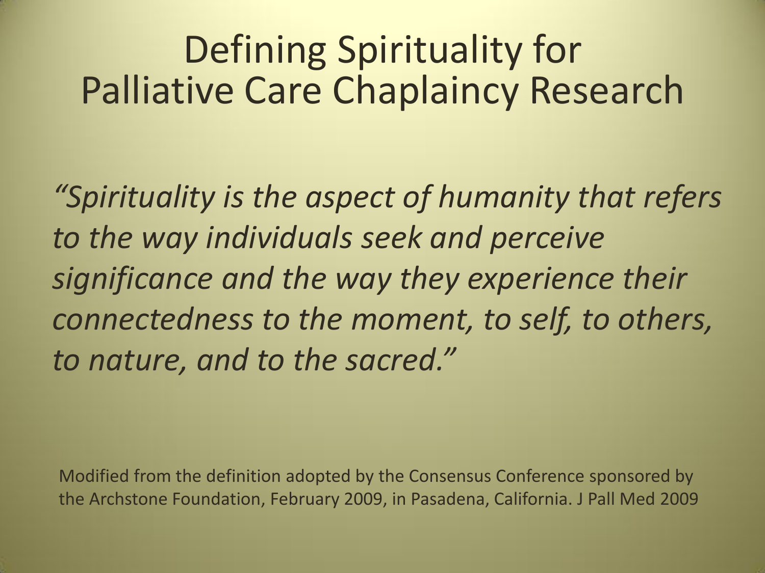# Defining Spirituality for Palliative Care Chaplaincy Research

*"Spirituality is the aspect of humanity that refers to the way individuals seek and perceive significance and the way they experience their connectedness to the moment, to self, to others, to nature, and to the sacred."*

Modified from the definition adopted by the Consensus Conference sponsored by the Archstone Foundation, February 2009, in Pasadena, California. J Pall Med 2009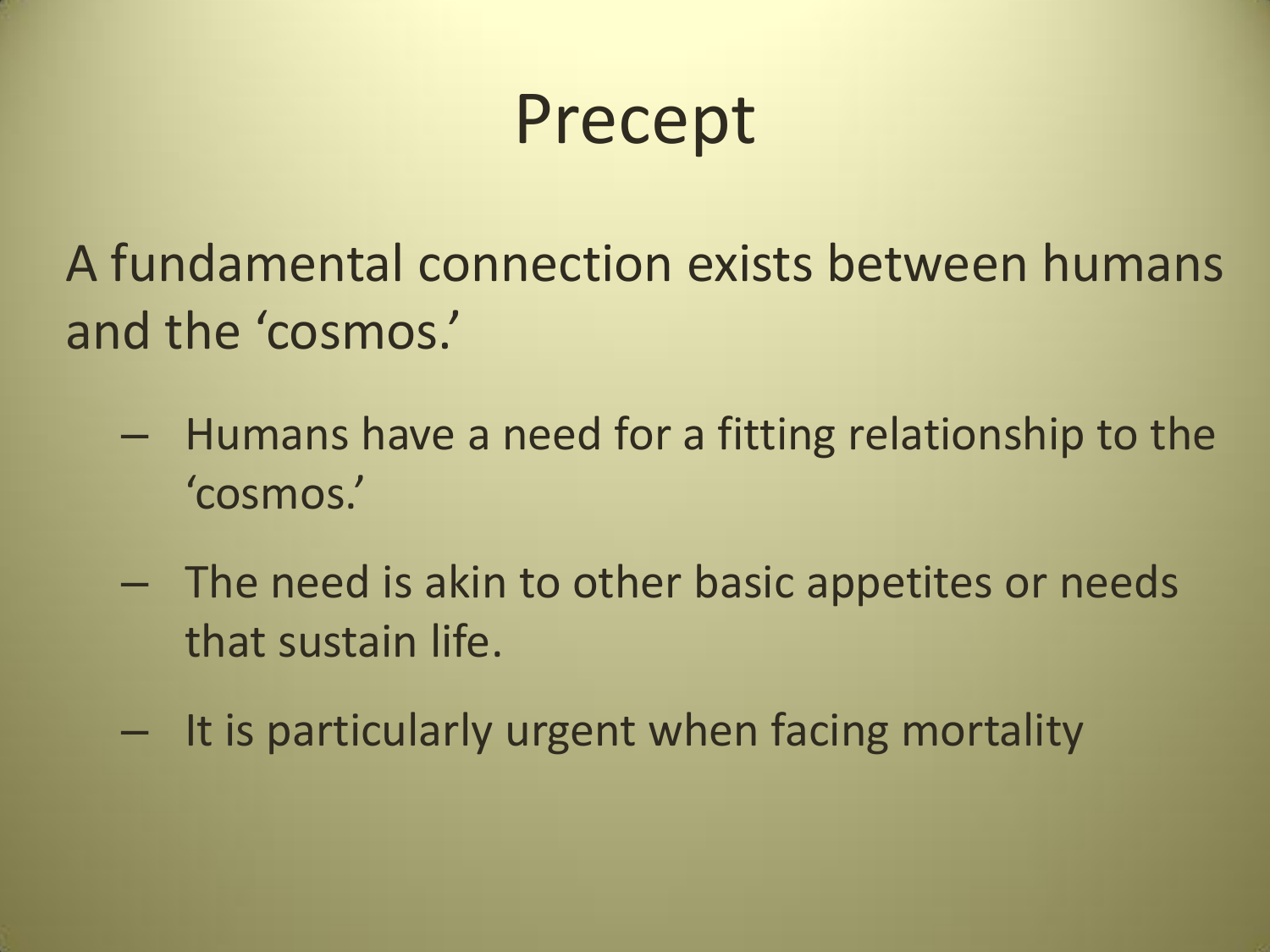# Precept

A fundamental connection exists between humans and the 'cosmos.'

- Humans have a need for a fitting relationship to the 'cosmos.'
- The need is akin to other basic appetites or needs that sustain life.
- It is particularly urgent when facing mortality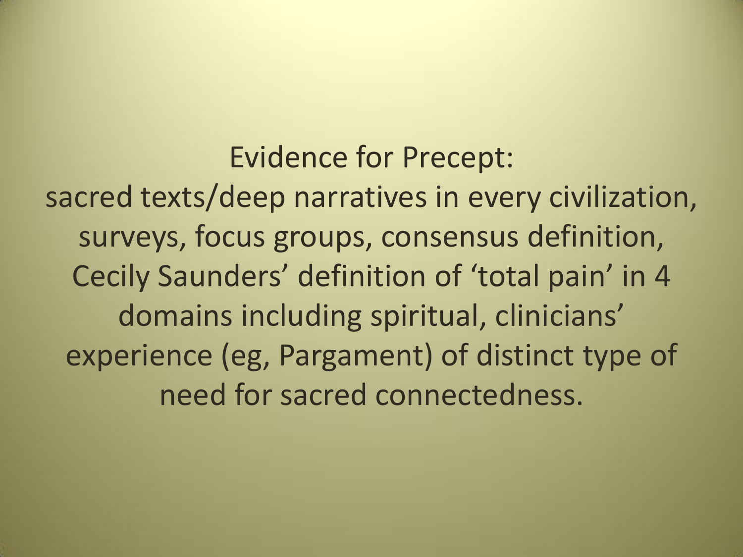Evidence for Precept:

sacred texts/deep narratives in every civilization, surveys, focus groups, consensus definition, Cecily Saunders' definition of 'total pain' in 4 domains including spiritual, clinicians' experience (eg, Pargament) of distinct type of need for sacred connectedness.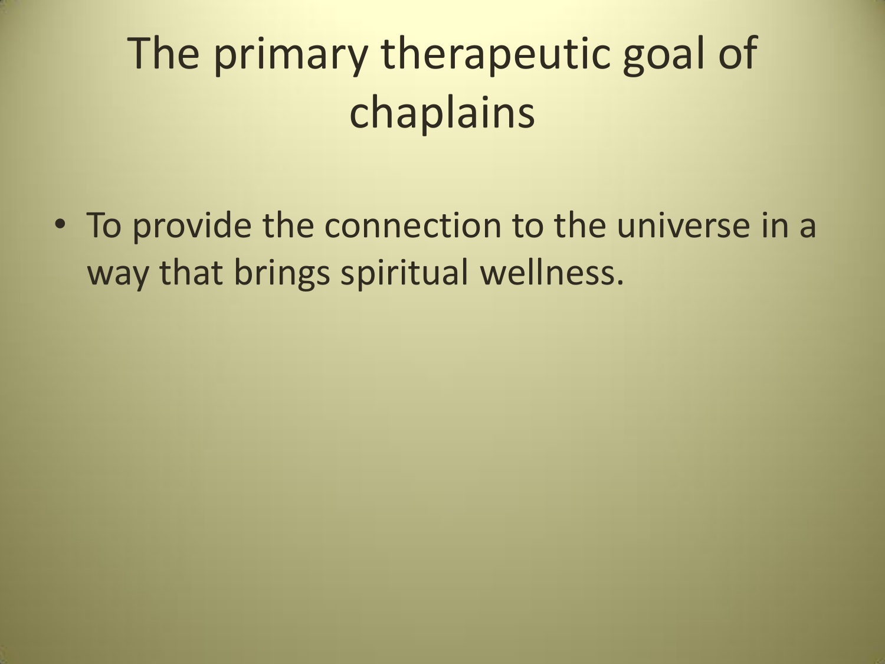# The primary therapeutic goal of chaplains

- To provide the connection to the universe in a way that brings spiritual wellness.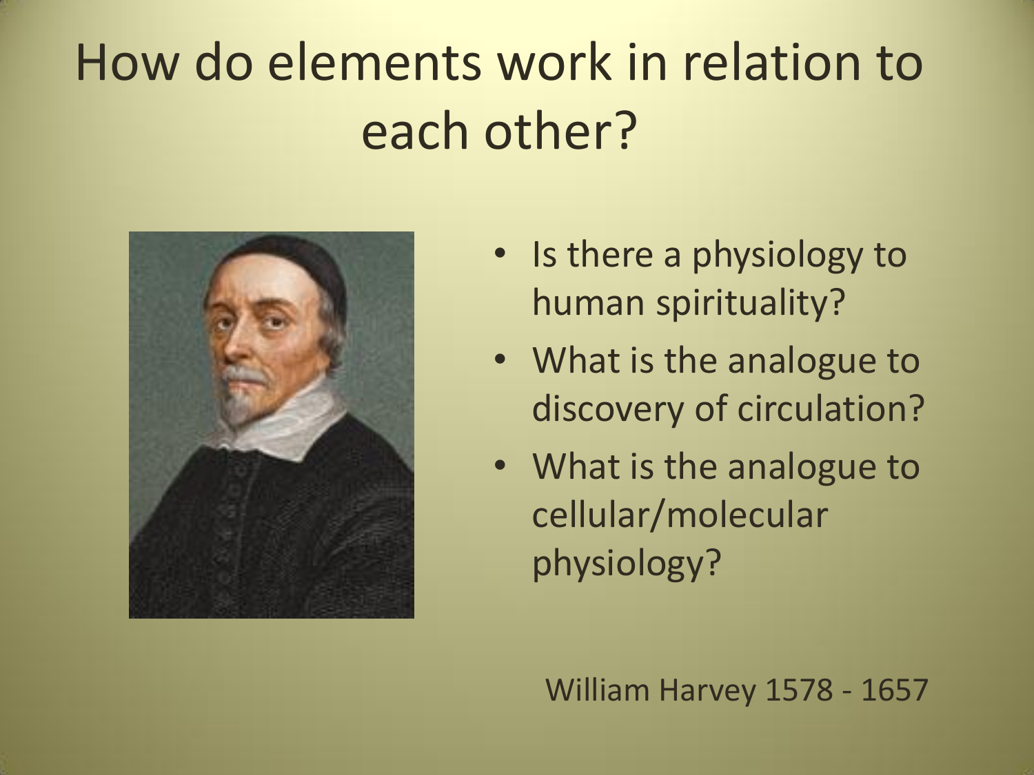# How do elements work in relation to each other?

- Is there a physiology to human spirituality?
- What is the analogue to discovery of circulation?
- What is the analogue to cellular/molecular physiology?

William Harvey 1578 - 1657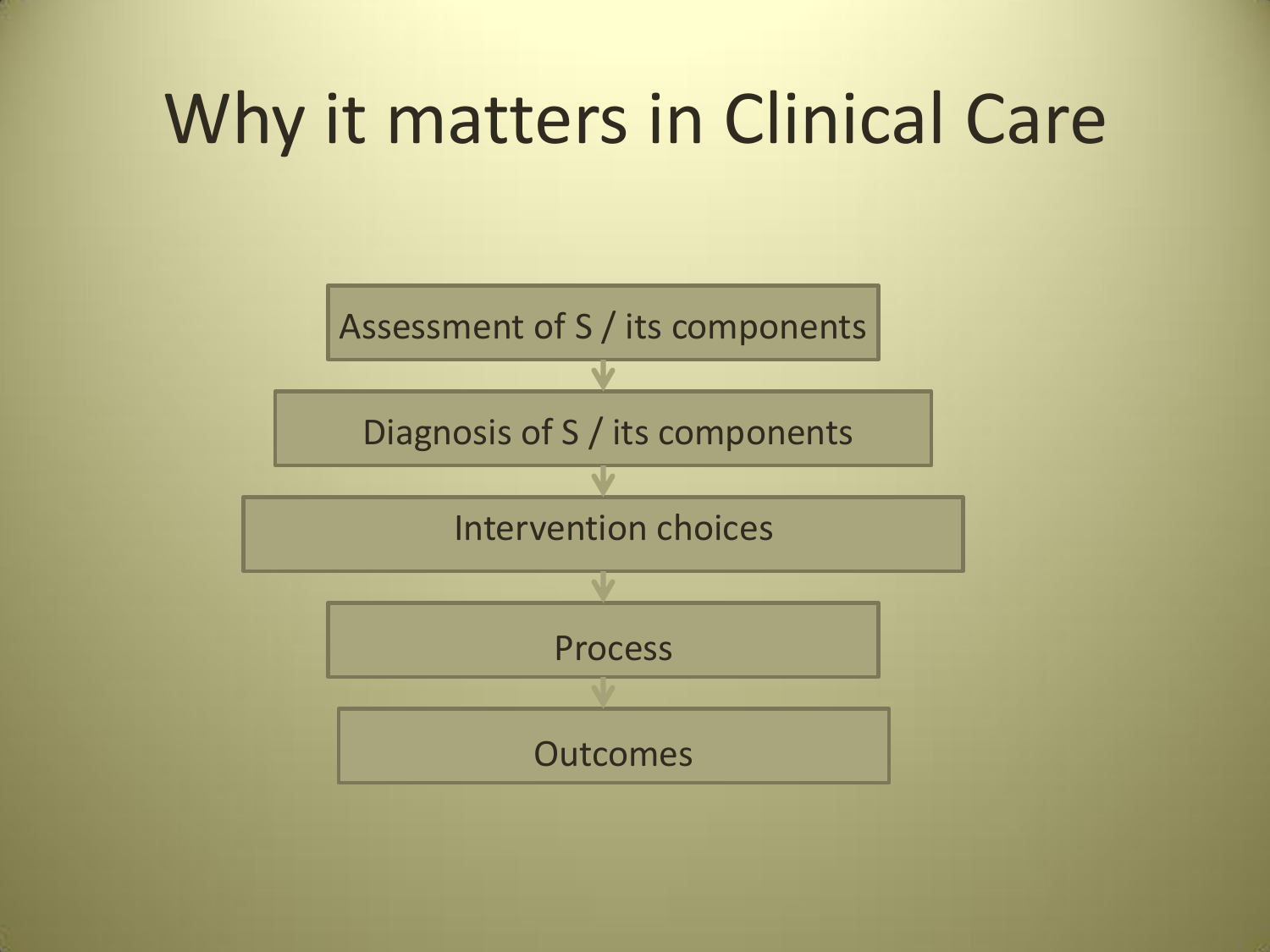# Why it matters in Clinical Care

- Assessment of S / its components
- ↓
- Diagnosis of S / its components
- ↓
- Intervention choices
- ↓
- Process
- ↓
- Outcomes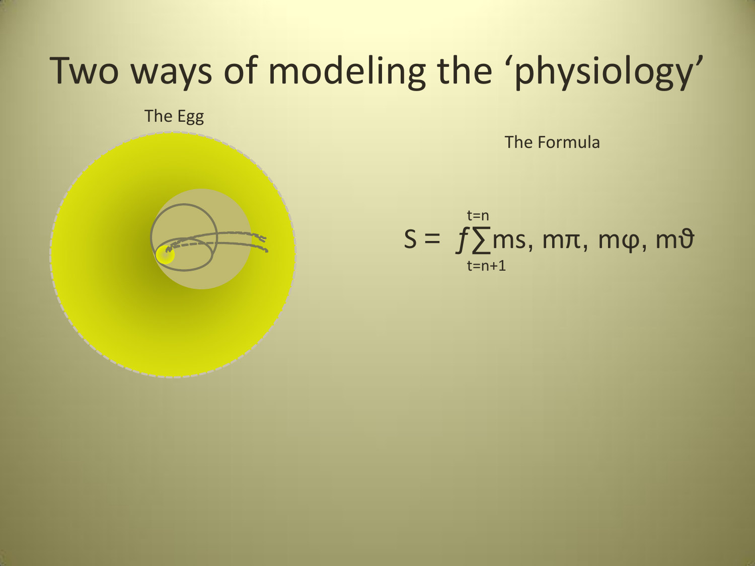# Two ways of modeling the 'physiology'

The Egg

The Formula

$$S = f\sum_{t=n+1}^{t=n} ms,\ m\pi,\ m\varphi,\ m\vartheta$$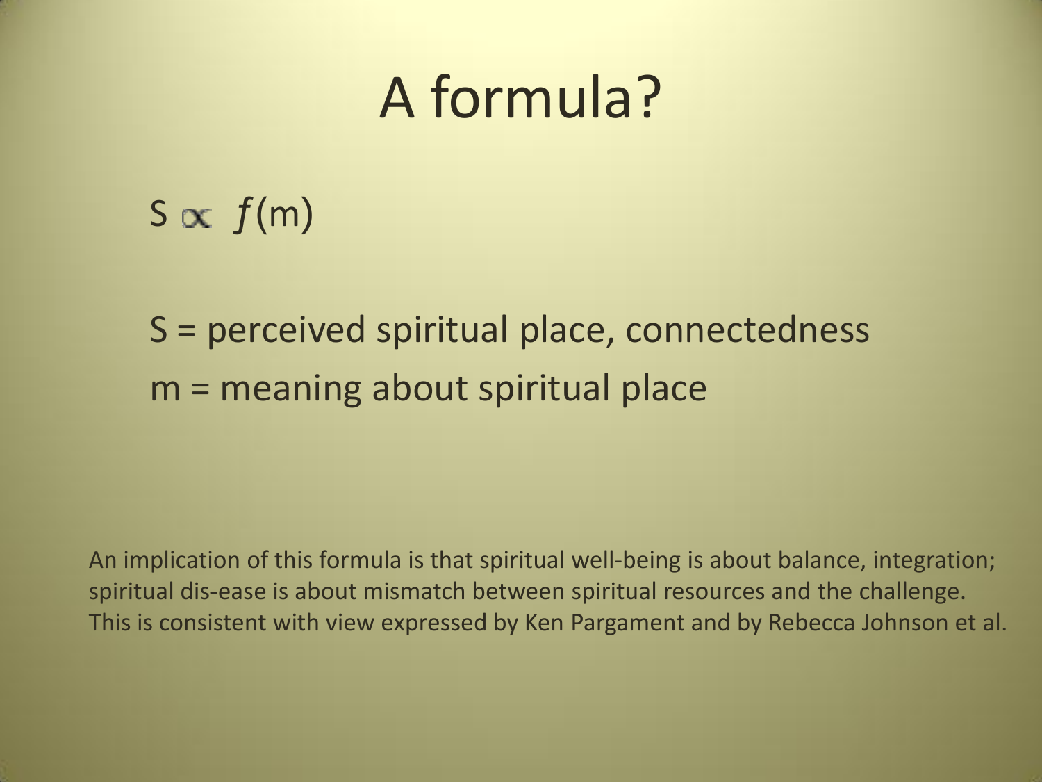# A formula?

$$S \propto f(m)$$

S = perceived spiritual place, connectedness

m = meaning about spiritual place

An implication of this formula is that spiritual well-being is about balance, integration; spiritual dis-ease is about mismatch between spiritual resources and the challenge. This is consistent with view expressed by Ken Pargament and by Rebecca Johnson et al.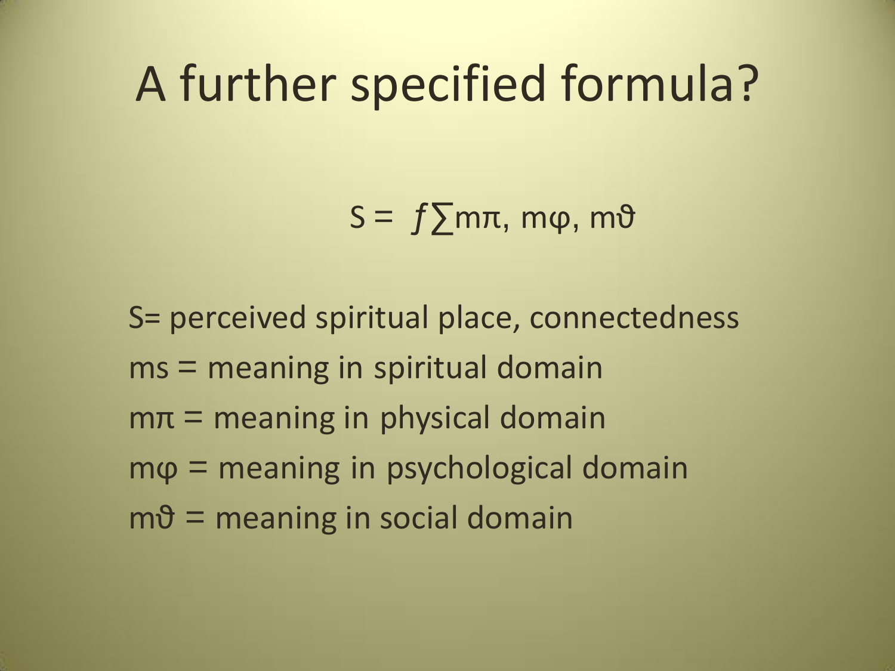# A further specified formula?

$$S = f\sum m\pi,\ m\varphi,\ m\vartheta$$

S= perceived spiritual place, connectedness

ms = meaning in spiritual domain

$m\pi$ = meaning in physical domain

$m\varphi$ = meaning in psychological domain

$m\vartheta$ = meaning in social domain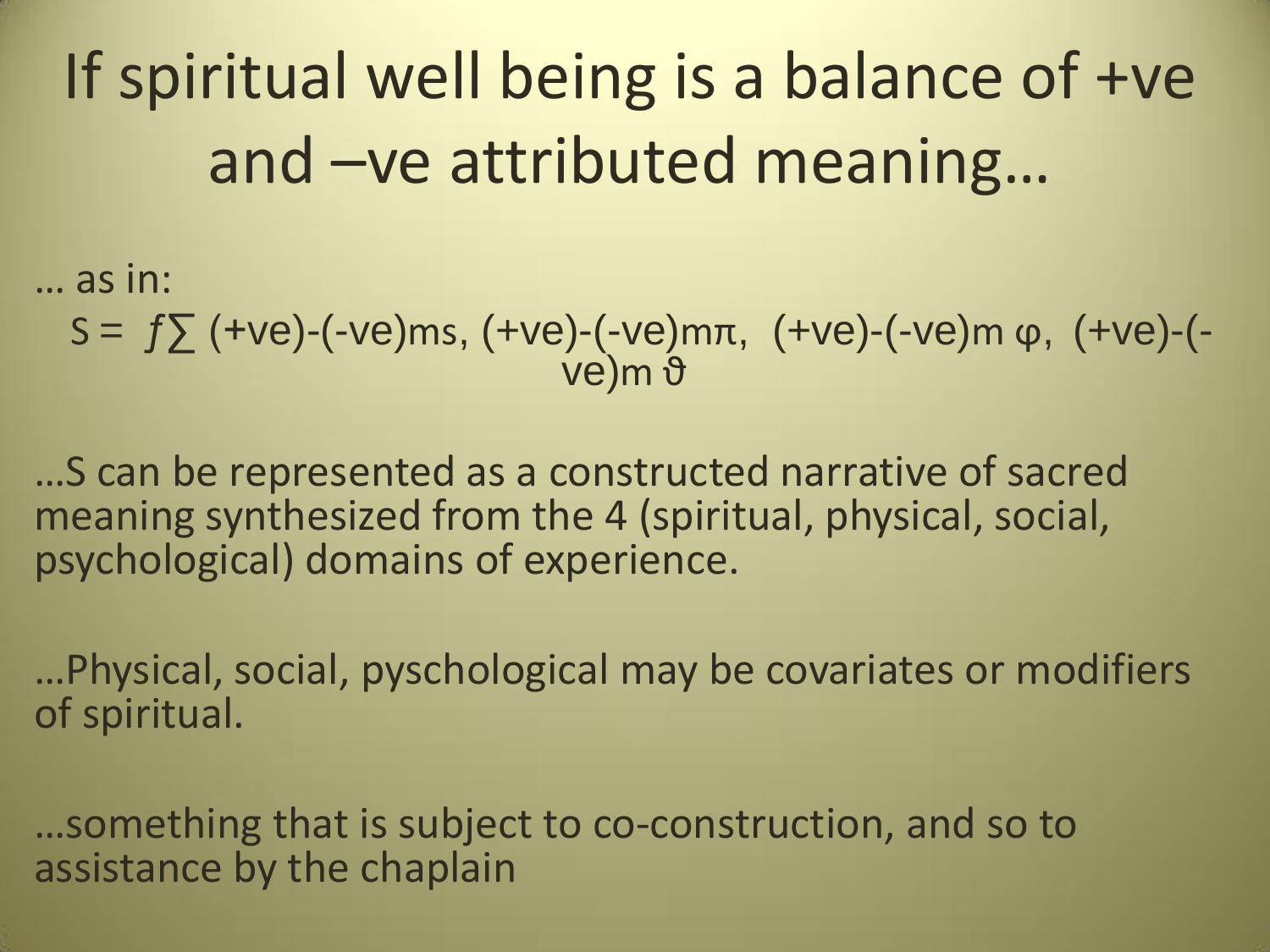# If spiritual well being is a balance of +ve and –ve attributed meaning…

… as in:

$$S = f\sum (+ve)-(-ve)_{ms},\ (+ve)-(-ve)_{m\pi},\ (+ve)-(-ve)_{m\varphi},\ (+ve)-(-ve)_{m\vartheta}$$

…S can be represented as a constructed narrative of sacred meaning synthesized from the 4 (spiritual, physical, social, psychological) domains of experience.

…Physical, social, pyschological may be covariates or modifiers of spiritual.

…something that is subject to co-construction, and so to assistance by the chaplain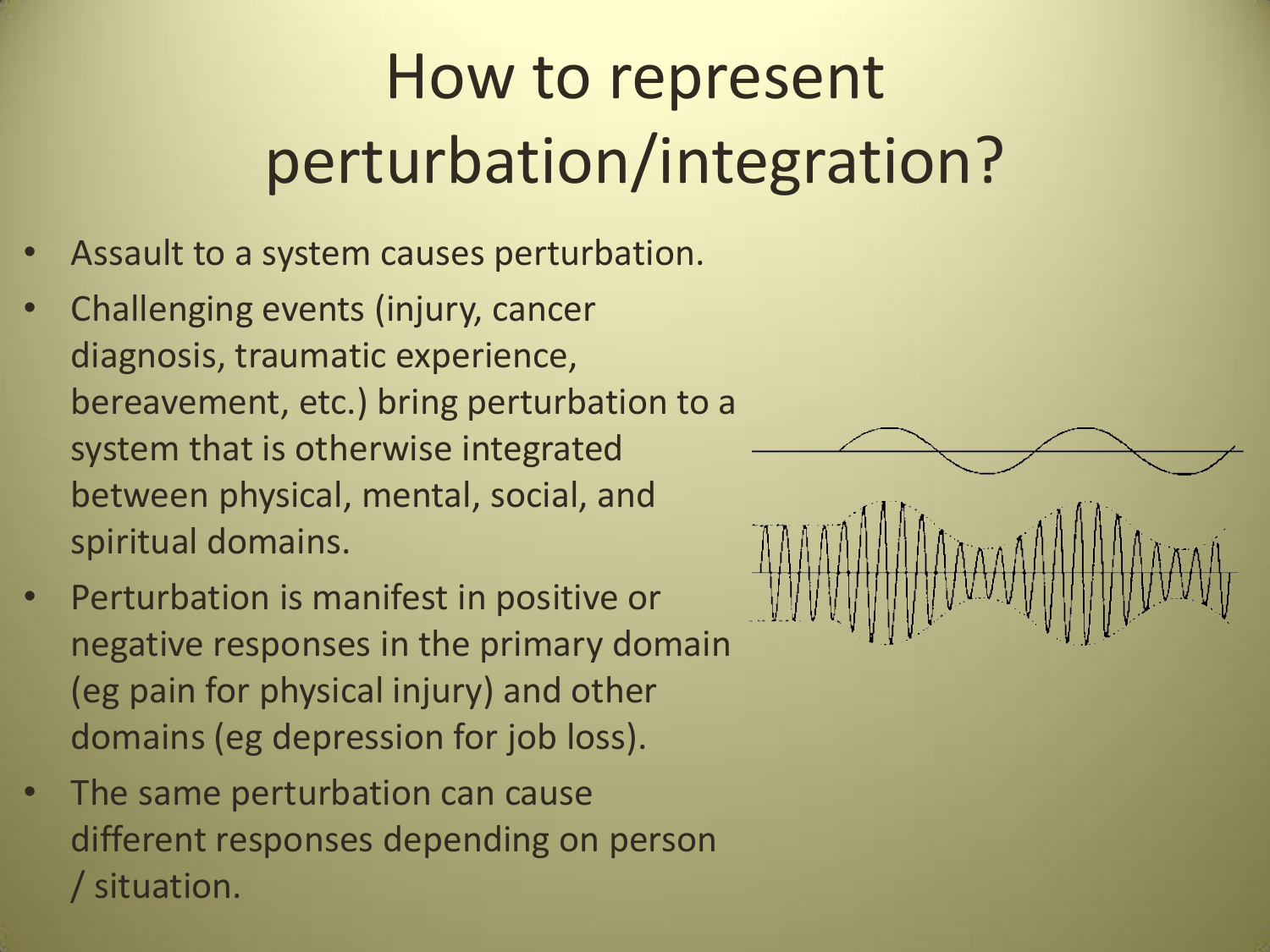# How to represent perturbation/integration?

- Assault to a system causes perturbation.
- Challenging events (injury, cancer diagnosis, traumatic experience, bereavement, etc.) bring perturbation to a system that is otherwise integrated between physical, mental, social, and spiritual domains.
- Perturbation is manifest in positive or negative responses in the primary domain (eg pain for physical injury) and other domains (eg depression for job loss).
- The same perturbation can cause different responses depending on person / situation.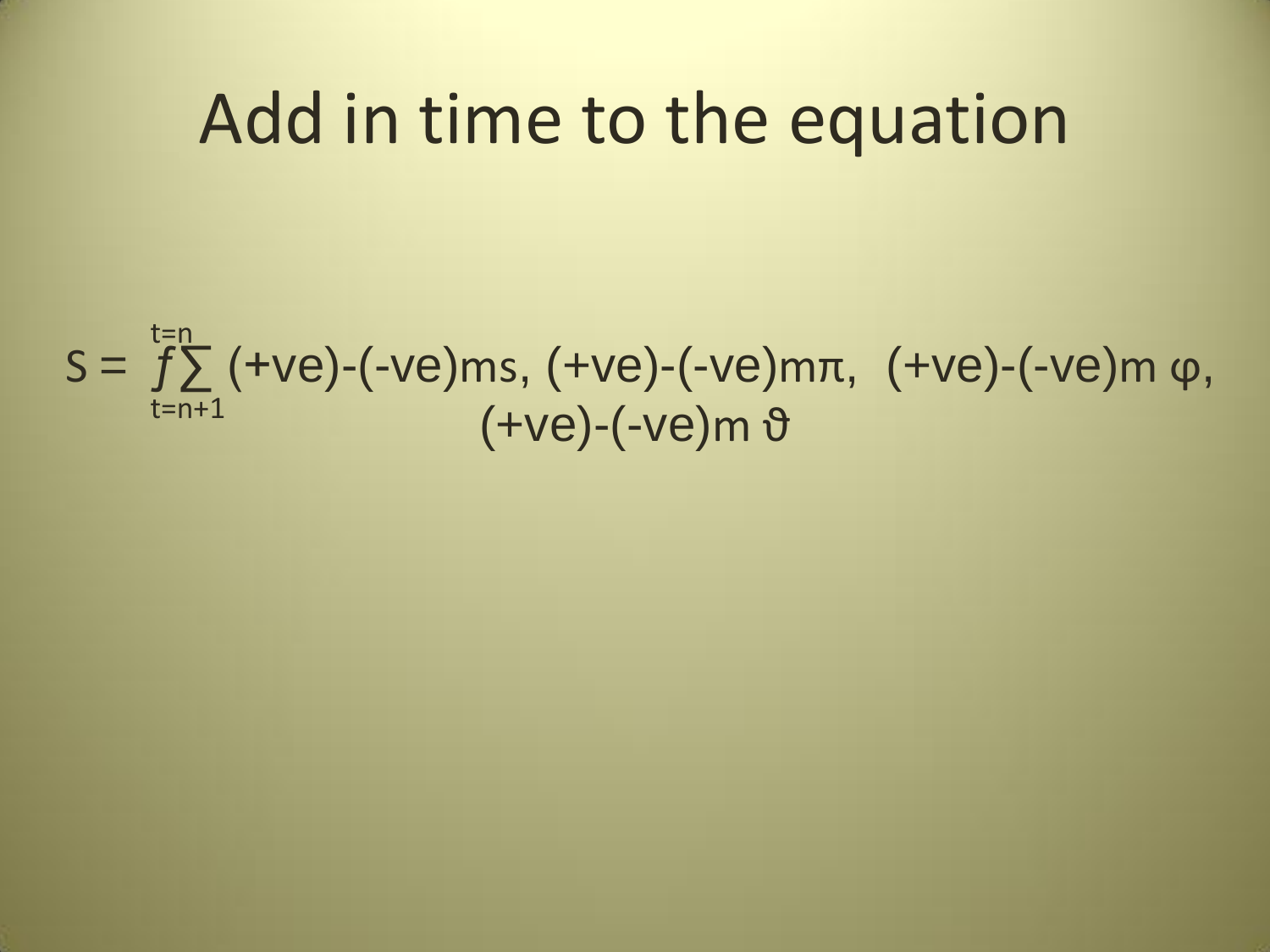# Add in time to the equation

$$S = f\sum_{t=n+1}^{t=n} (+ve)-(-ve)ms,\ (+ve)-(-ve)m\pi,\ (+ve)-(-ve)m\,\varphi,\ (+ve)-(-ve)m\,\vartheta$$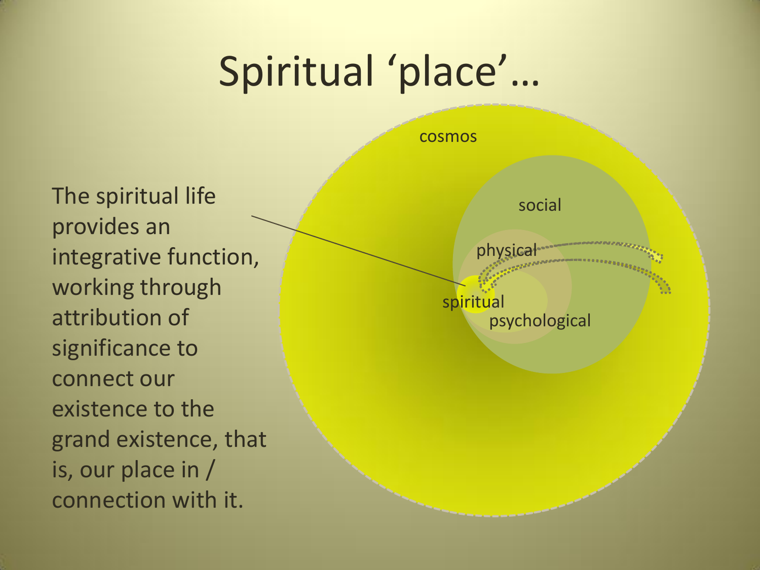# Spiritual 'place'…

The spiritual life provides an integrative function, working through attribution of significance to connect our existence to the grand existence, that is, our place in / connection with it.

cosmos

social

physical

spiritual

psychological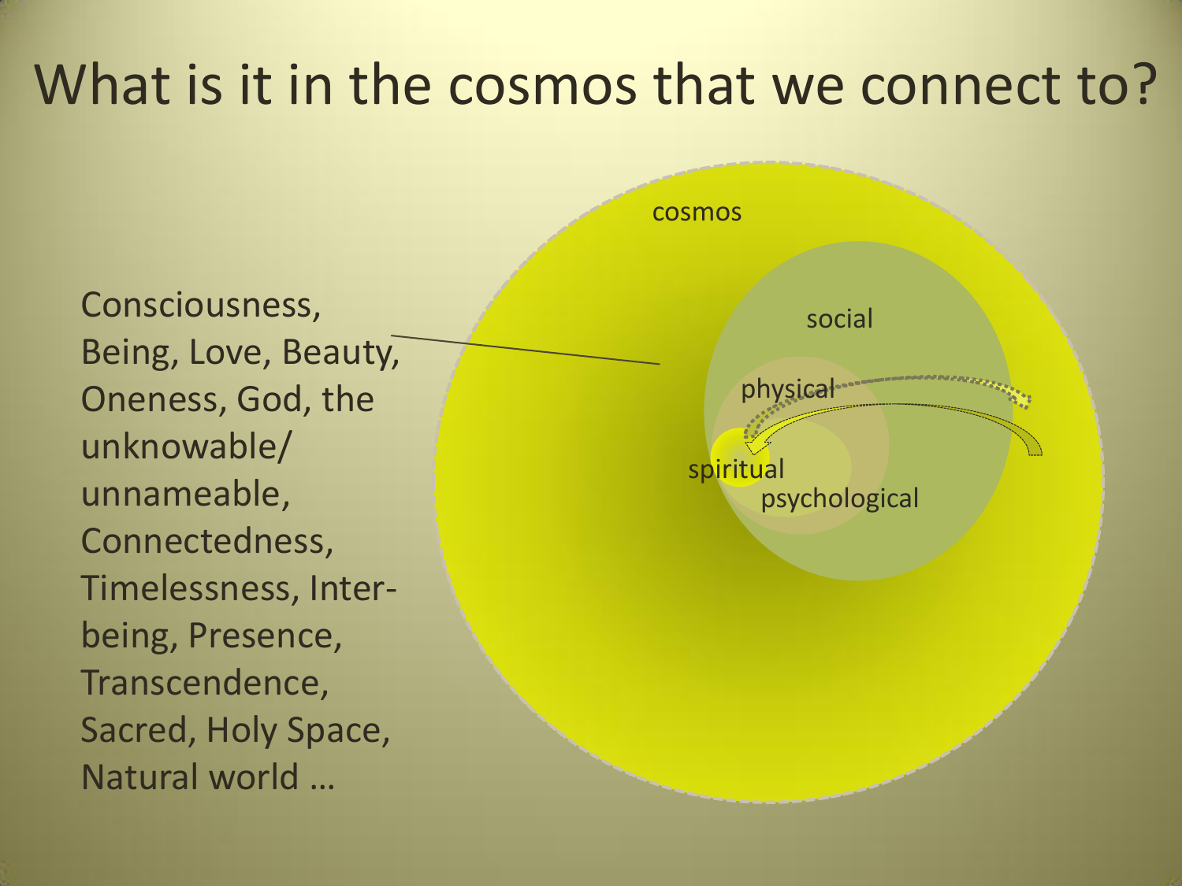# What is it in the cosmos that we connect to?

Consciousness, Being, Love, Beauty, Oneness, God, the unknowable/ unnameable, Connectedness, Timelessness, Inter-being, Presence, Transcendence, Sacred, Holy Space, Natural world …

cosmos

social

physical

spiritual

psychological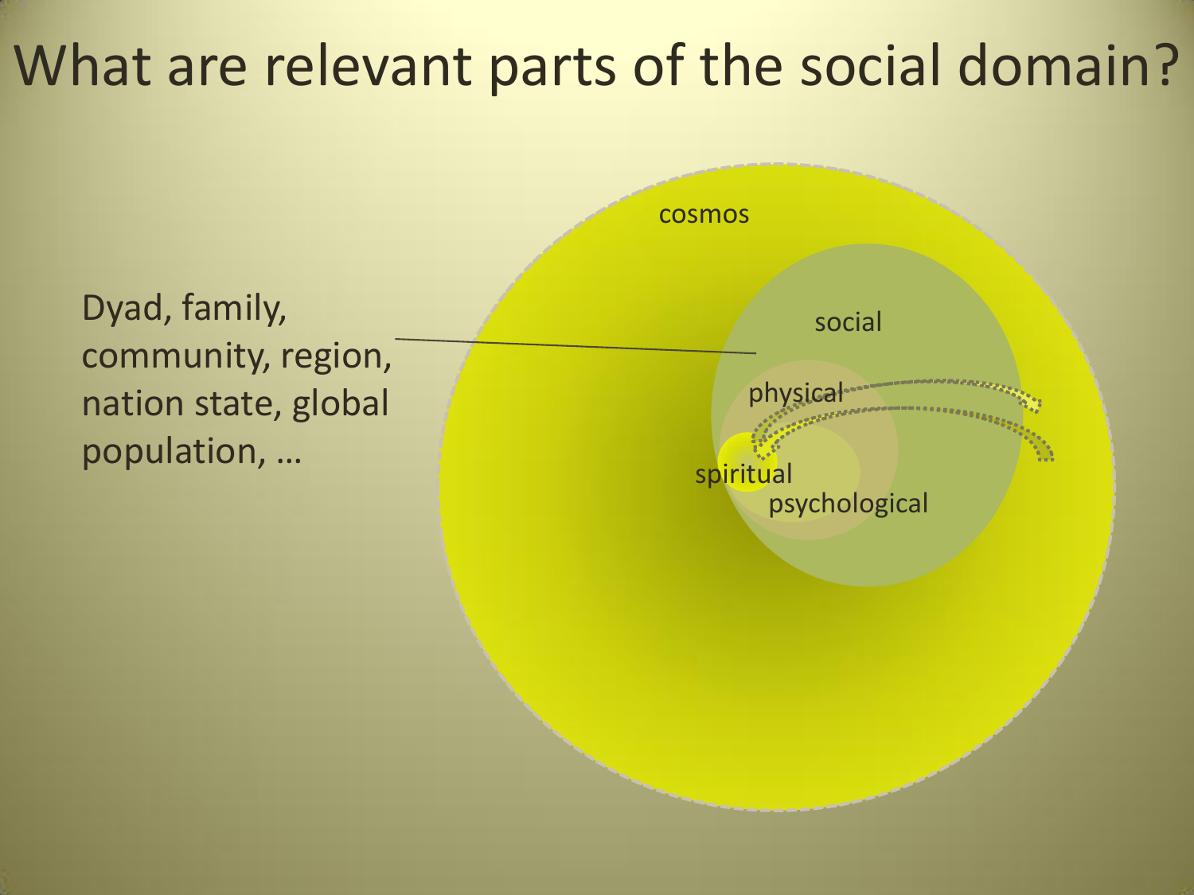# What are relevant parts of the social domain?

Dyad, family, community, region, nation state, global population, …

cosmos

social

physical

spiritual

psychological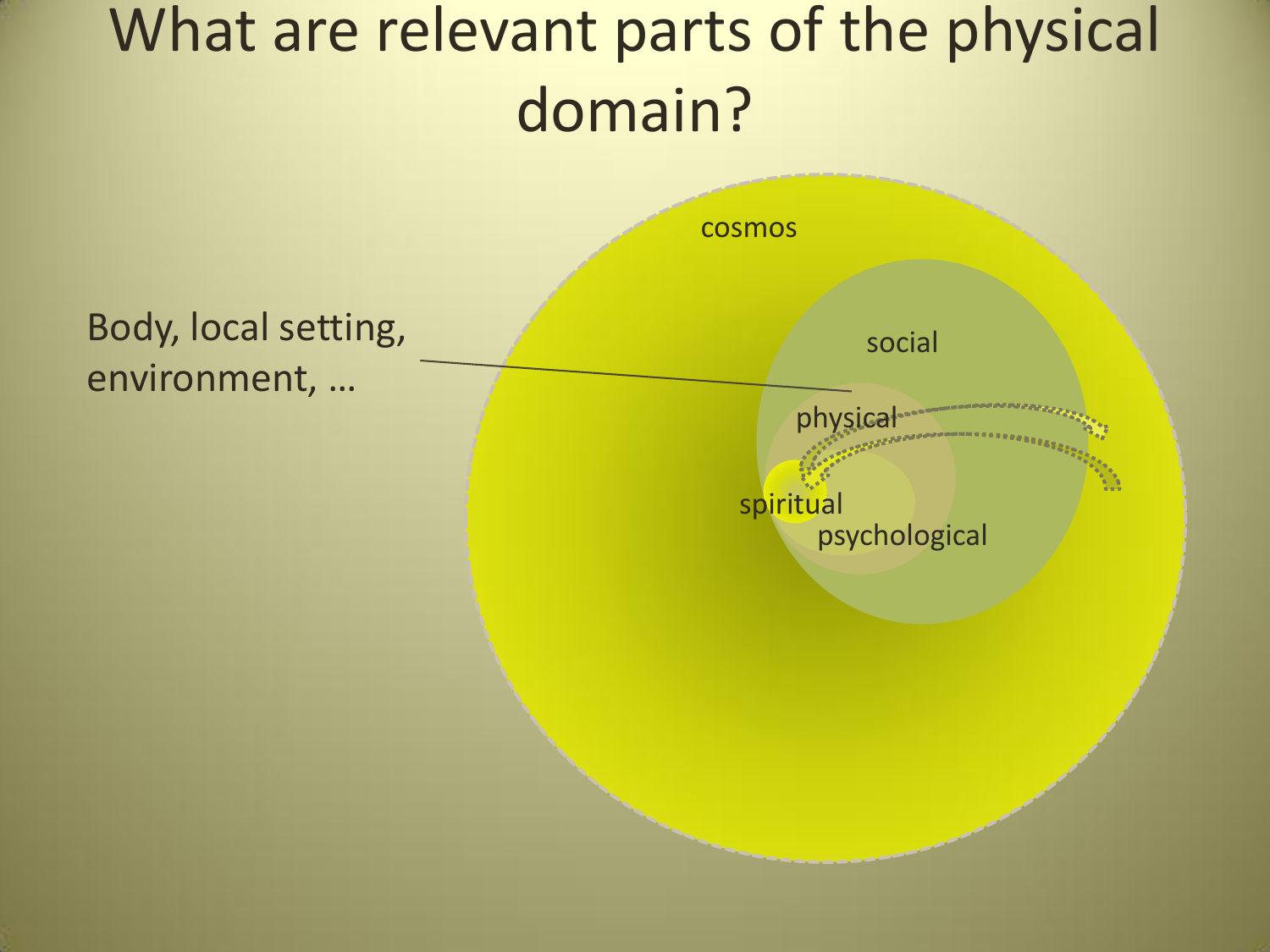# What are relevant parts of the physical domain?

Body, local setting, environment, …

cosmos

social

physical

spiritual

psychological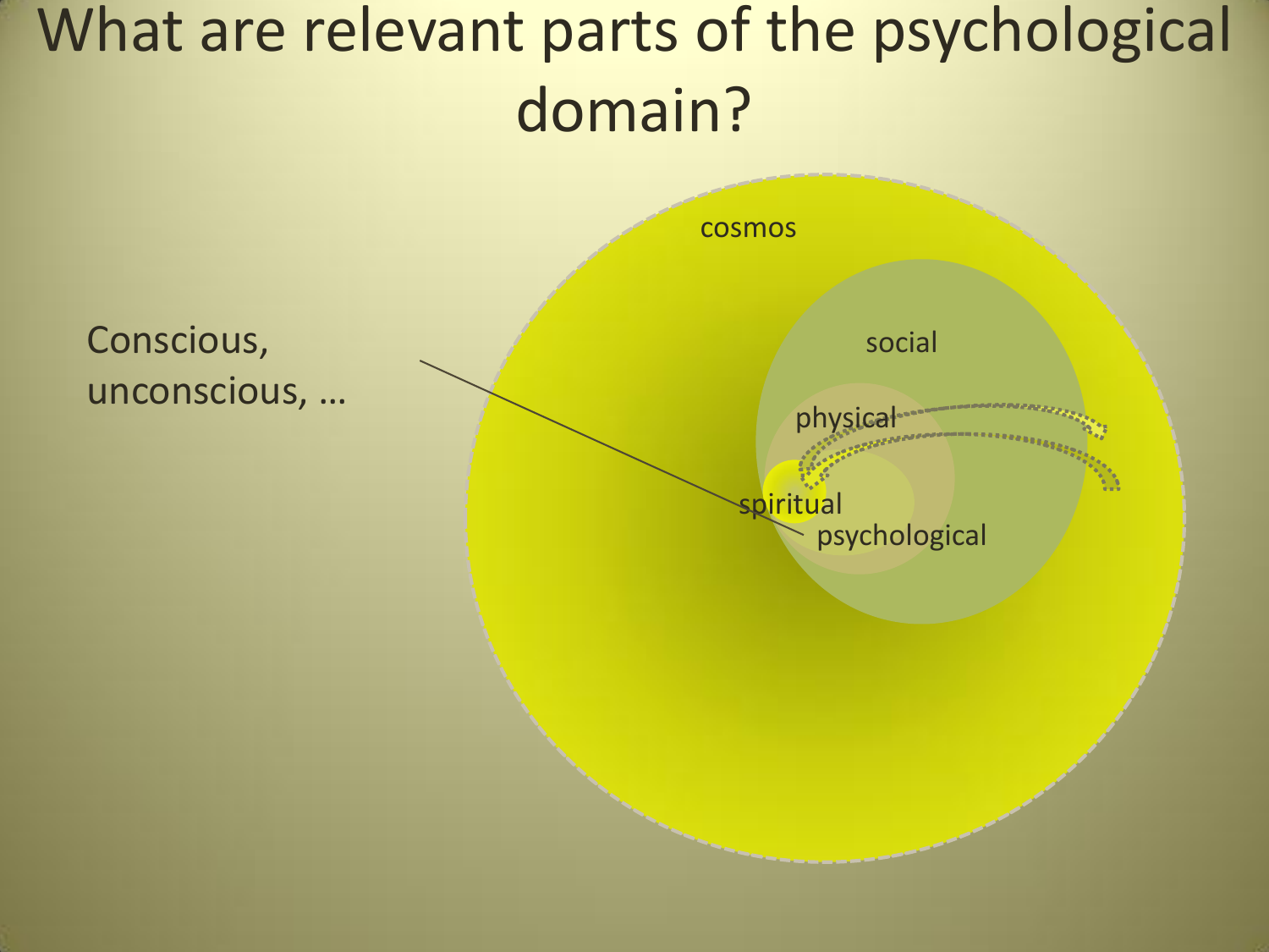# What are relevant parts of the psychological domain?

Conscious, unconscious, …

cosmos

social

physical

spiritual

psychological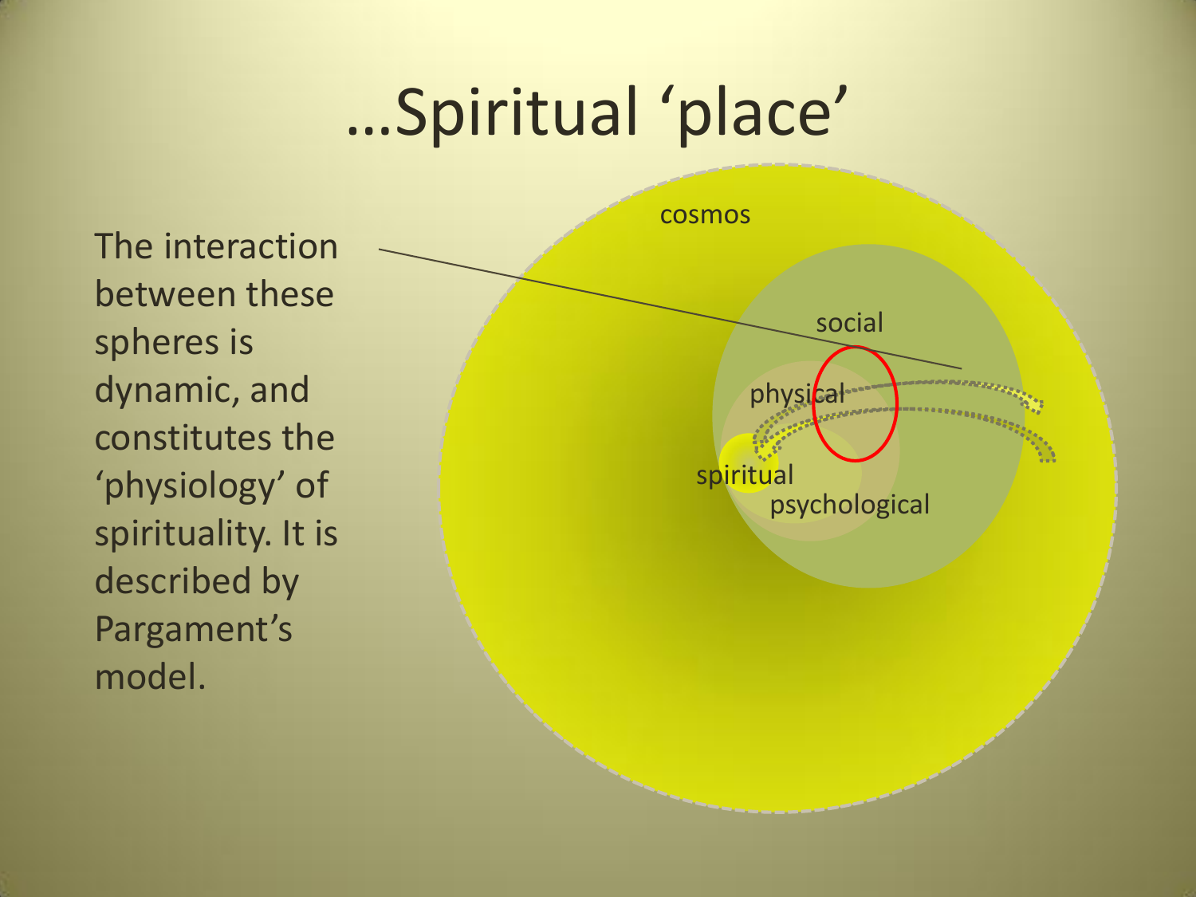# …Spiritual 'place'

The interaction between these spheres is dynamic, and constitutes the 'physiology' of spirituality. It is described by Pargament's model.

cosmos

social

physical

spiritual

psychological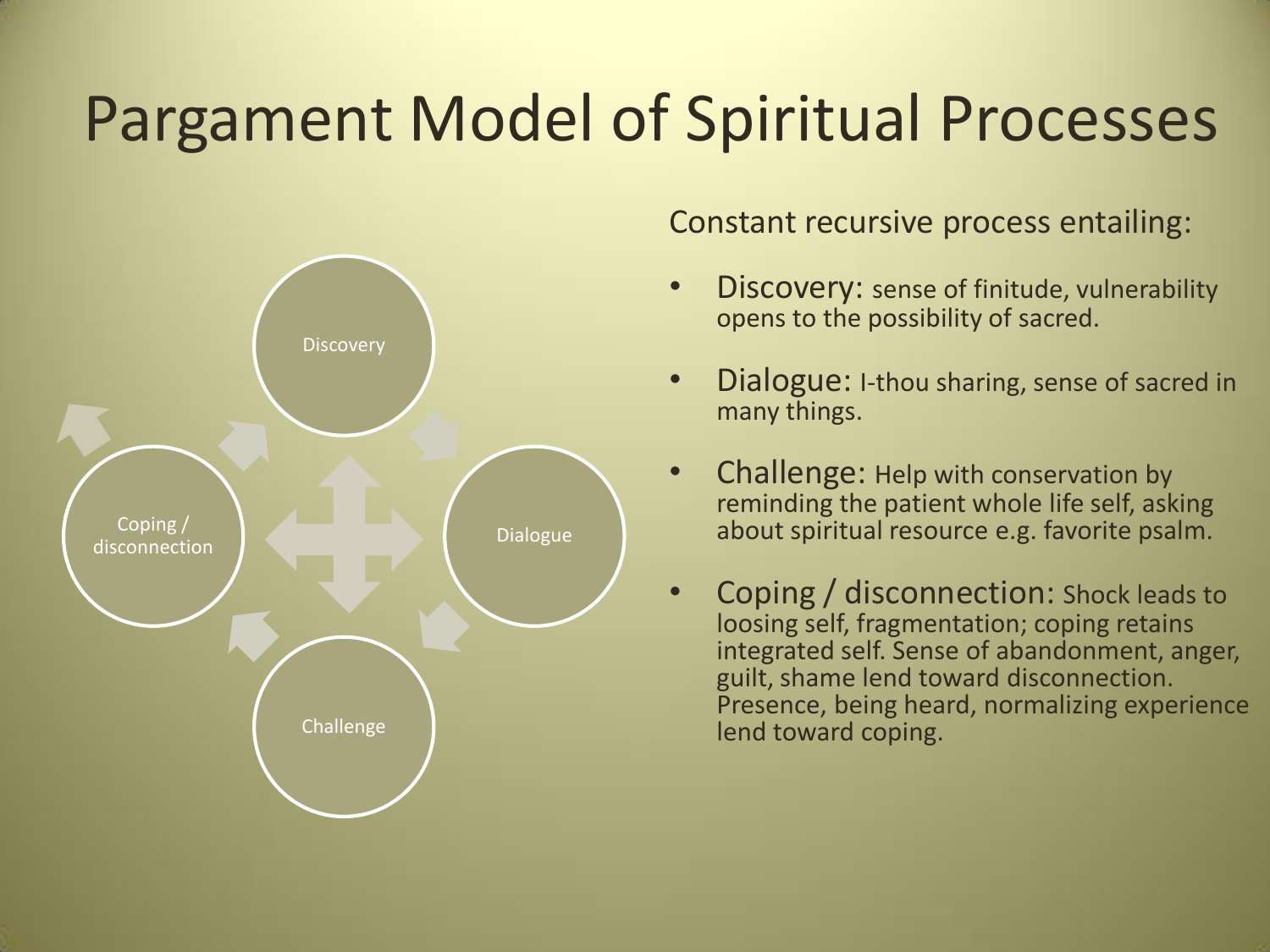# Pargament Model of Spiritual Processes

Discovery

Dialogue

Challenge

Coping / disconnection

Constant recursive process entailing:

- Discovery: sense of finitude, vulnerability opens to the possibility of sacred.
- Dialogue: I-thou sharing, sense of sacred in many things.
- Challenge: Help with conservation by reminding the patient whole life self, asking about spiritual resource e.g. favorite psalm.
- Coping / disconnection: Shock leads to loosing self, fragmentation; coping retains integrated self. Sense of abandonment, anger, guilt, shame lend toward disconnection. Presence, being heard, normalizing experience lend toward coping.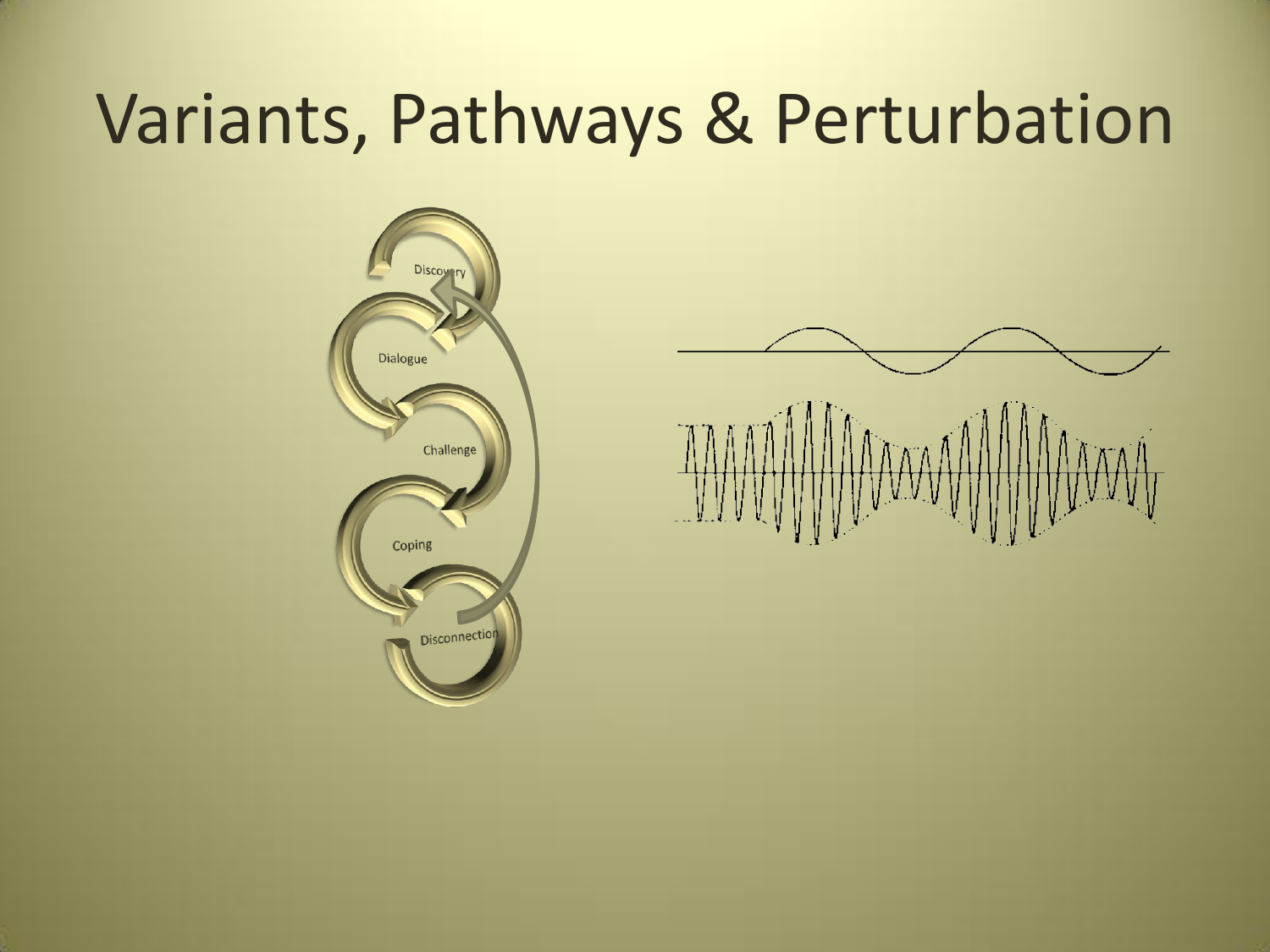# Variants, Pathways & Perturbation

Discovery

Dialogue

Challenge

Coping

Disconnection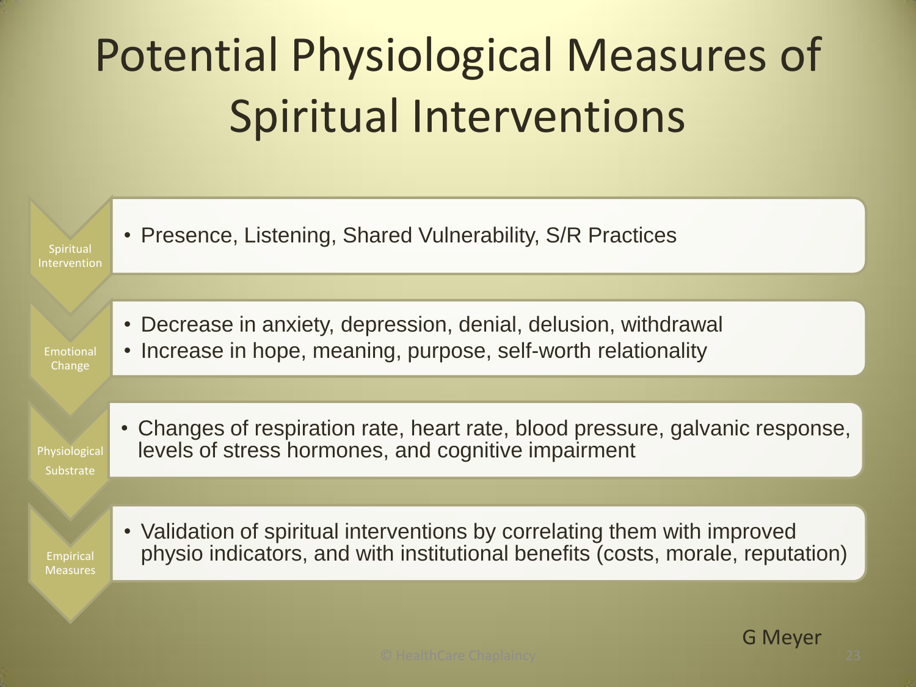# Potential Physiological Measures of Spiritual Interventions

**Spiritual Intervention**

- Presence, Listening, Shared Vulnerability, S/R Practices

**Emotional Change**

- Decrease in anxiety, depression, denial, delusion, withdrawal
- Increase in hope, meaning, purpose, self-worth relationality

**Physiological Substrate**

- Changes of respiration rate, heart rate, blood pressure, galvanic response, levels of stress hormones, and cognitive impairment

**Empirical Measures**

- Validation of spiritual interventions by correlating them with improved physio indicators, and with institutional benefits (costs, morale, reputation)

G Meyer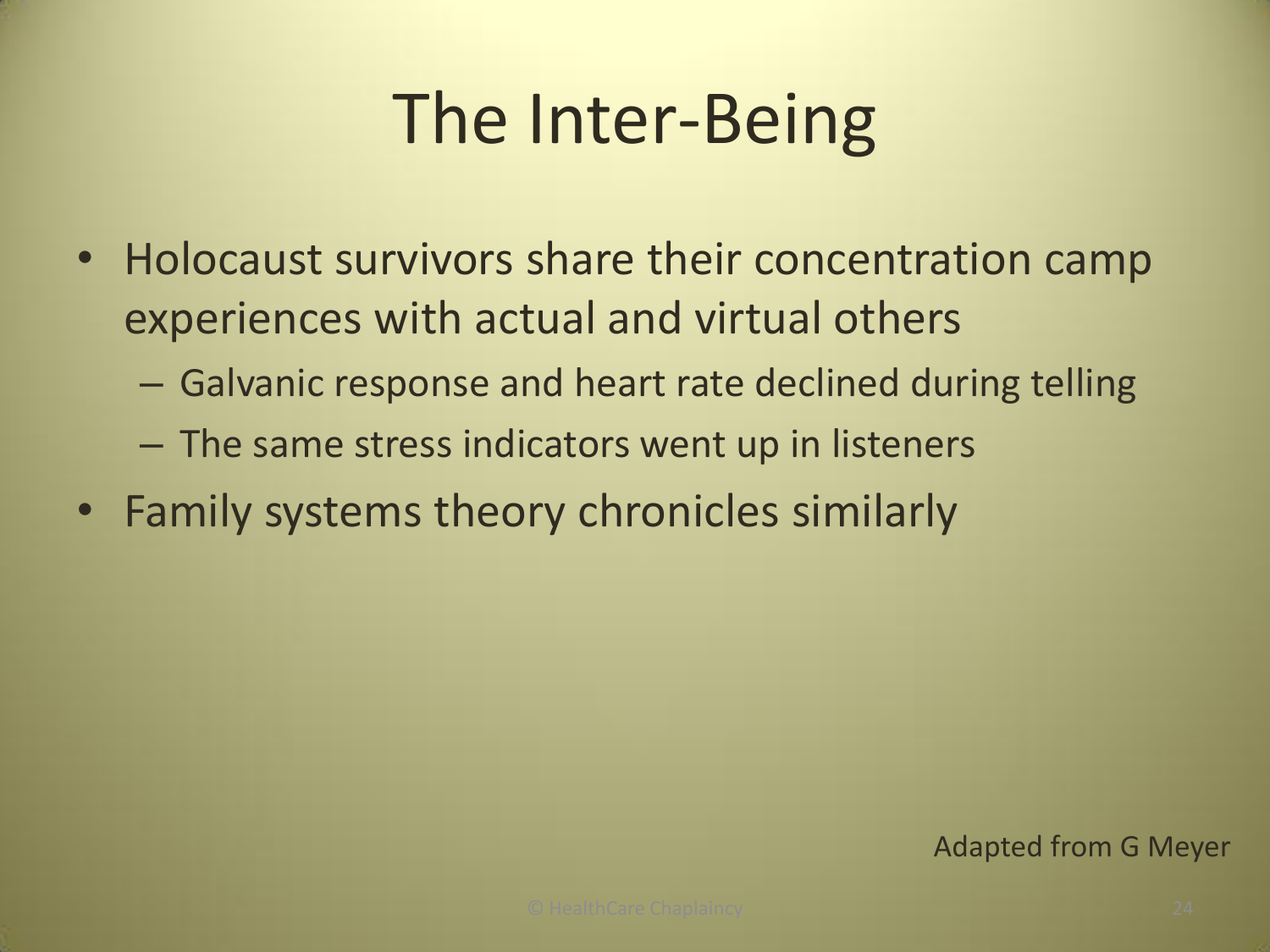# The Inter-Being

- Holocaust survivors share their concentration camp experiences with actual and virtual others
  - Galvanic response and heart rate declined during telling
  - The same stress indicators went up in listeners
- Family systems theory chronicles similarly

Adapted from G Meyer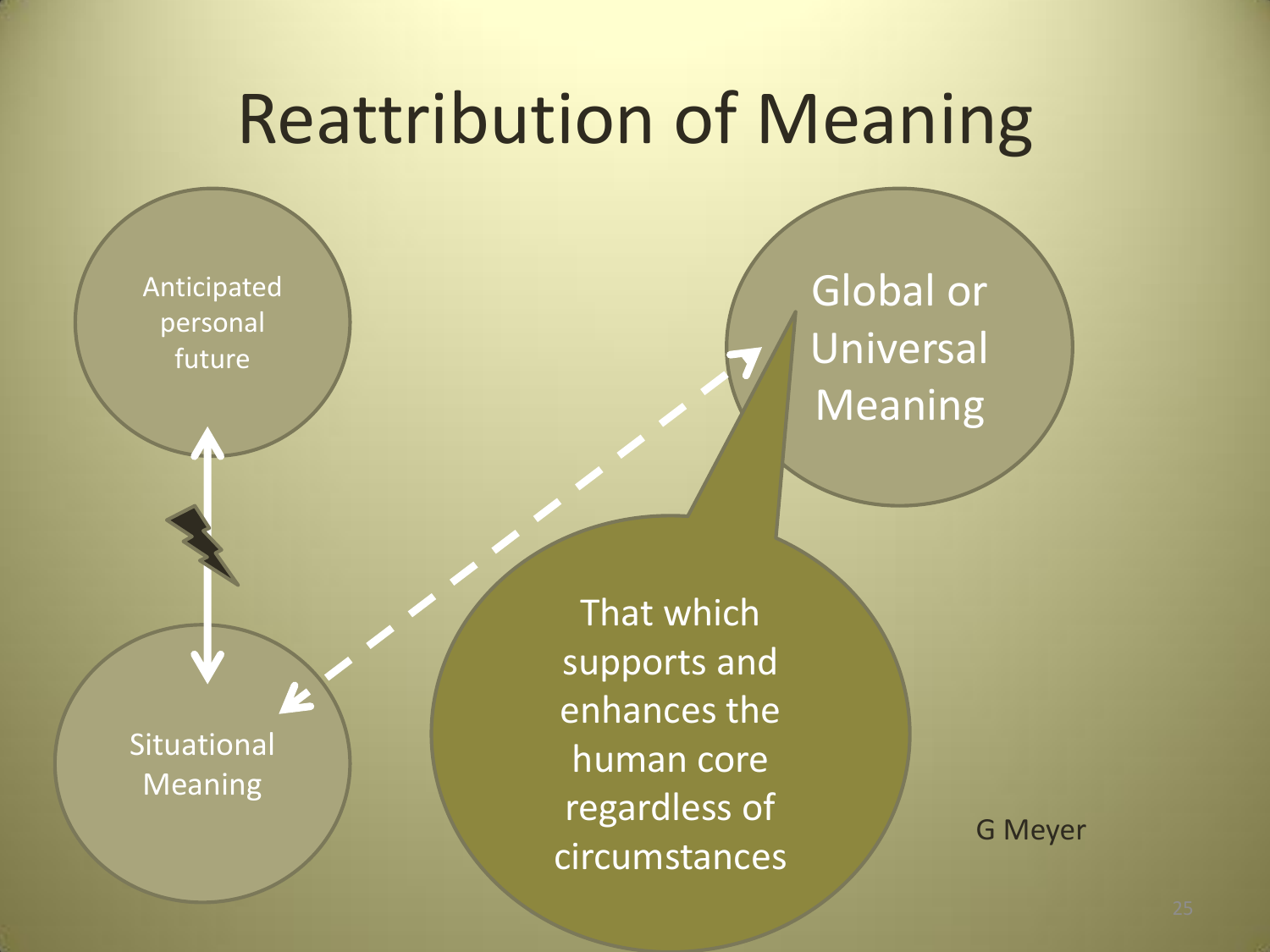# Reattribution of Meaning

Anticipated personal future

Situational Meaning

Global or Universal Meaning

That which supports and enhances the human core regardless of circumstances

G Meyer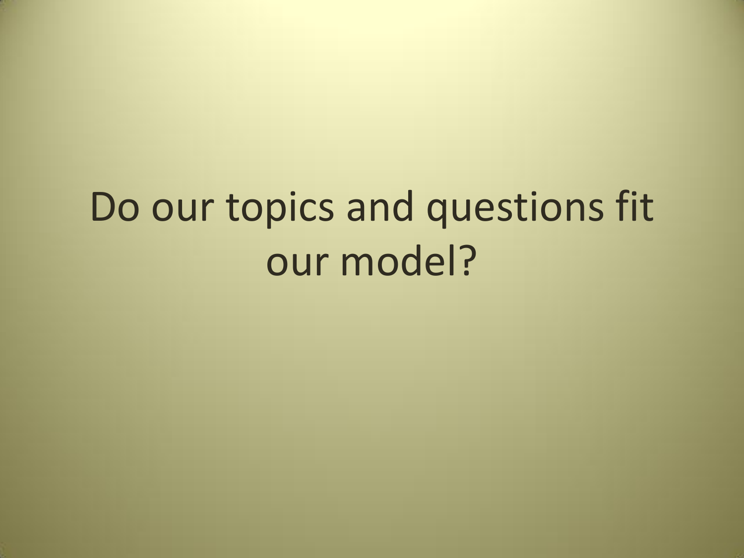# Do our topics and questions fit our model?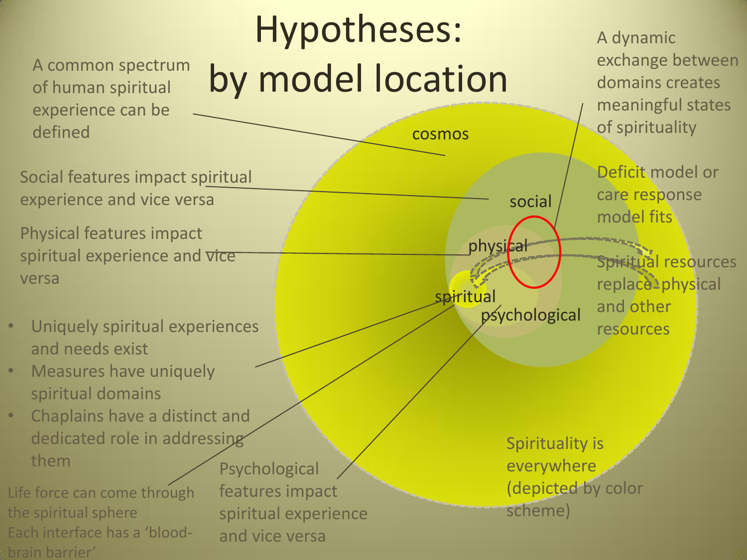# Hypotheses: by model location

A common spectrum of human spiritual experience can be defined

Social features impact spiritual experience and vice versa

Physical features impact spiritual experience and vice versa

- Uniquely spiritual experiences and needs exist
- Measures have uniquely spiritual domains
- Chaplains have a distinct and dedicated role in addressing them

Life force can come through the spiritual sphere

Each interface has a 'blood-brain barrier'

Psychological features impact spiritual experience and vice versa

A dynamic exchange between domains creates meaningful states of spirituality

Deficit model or care response model fits

Spiritual resources replace physical and other resources

Spirituality is everywhere (depicted by color scheme)

cosmos

social

physical

spiritual

psychological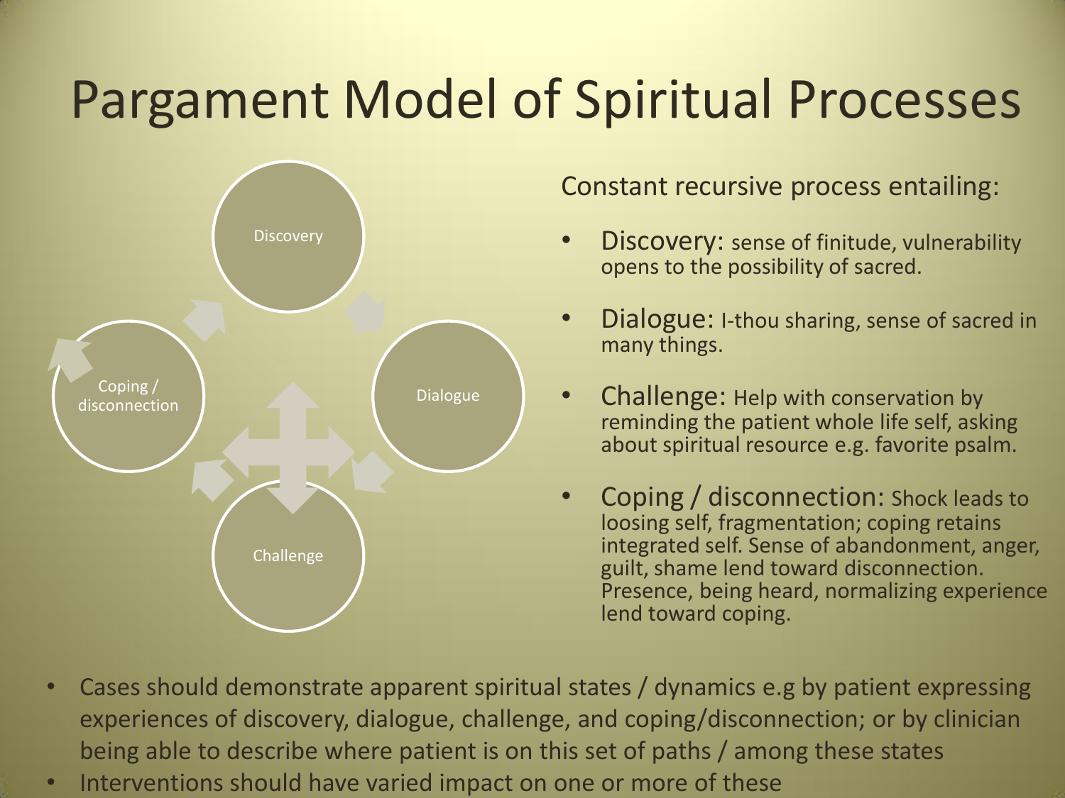# Pargament Model of Spiritual Processes

Discovery

Dialogue

Challenge

Coping / disconnection

Constant recursive process entailing:

- Discovery: sense of finitude, vulnerability opens to the possibility of sacred.
- Dialogue: I-thou sharing, sense of sacred in many things.
- Challenge: Help with conservation by reminding the patient whole life self, asking about spiritual resource e.g. favorite psalm.
- Coping / disconnection: Shock leads to loosing self, fragmentation; coping retains integrated self. Sense of abandonment, anger, guilt, shame lend toward disconnection. Presence, being heard, normalizing experience lend toward coping.

- Cases should demonstrate apparent spiritual states / dynamics e.g by patient expressing experiences of discovery, dialogue, challenge, and coping/disconnection; or by clinician being able to describe where patient is on this set of paths / among these states
- Interventions should have varied impact on one or more of these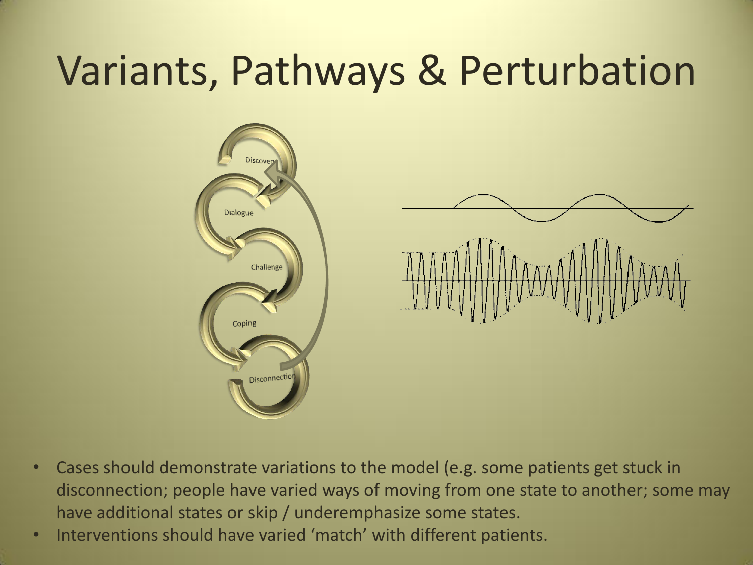# Variants, Pathways & Perturbation

Discovery

Dialogue

Challenge

Coping

Disconnection

- Cases should demonstrate variations to the model (e.g. some patients get stuck in disconnection; people have varied ways of moving from one state to another; some may have additional states or skip / underemphasize some states.
- Interventions should have varied 'match' with different patients.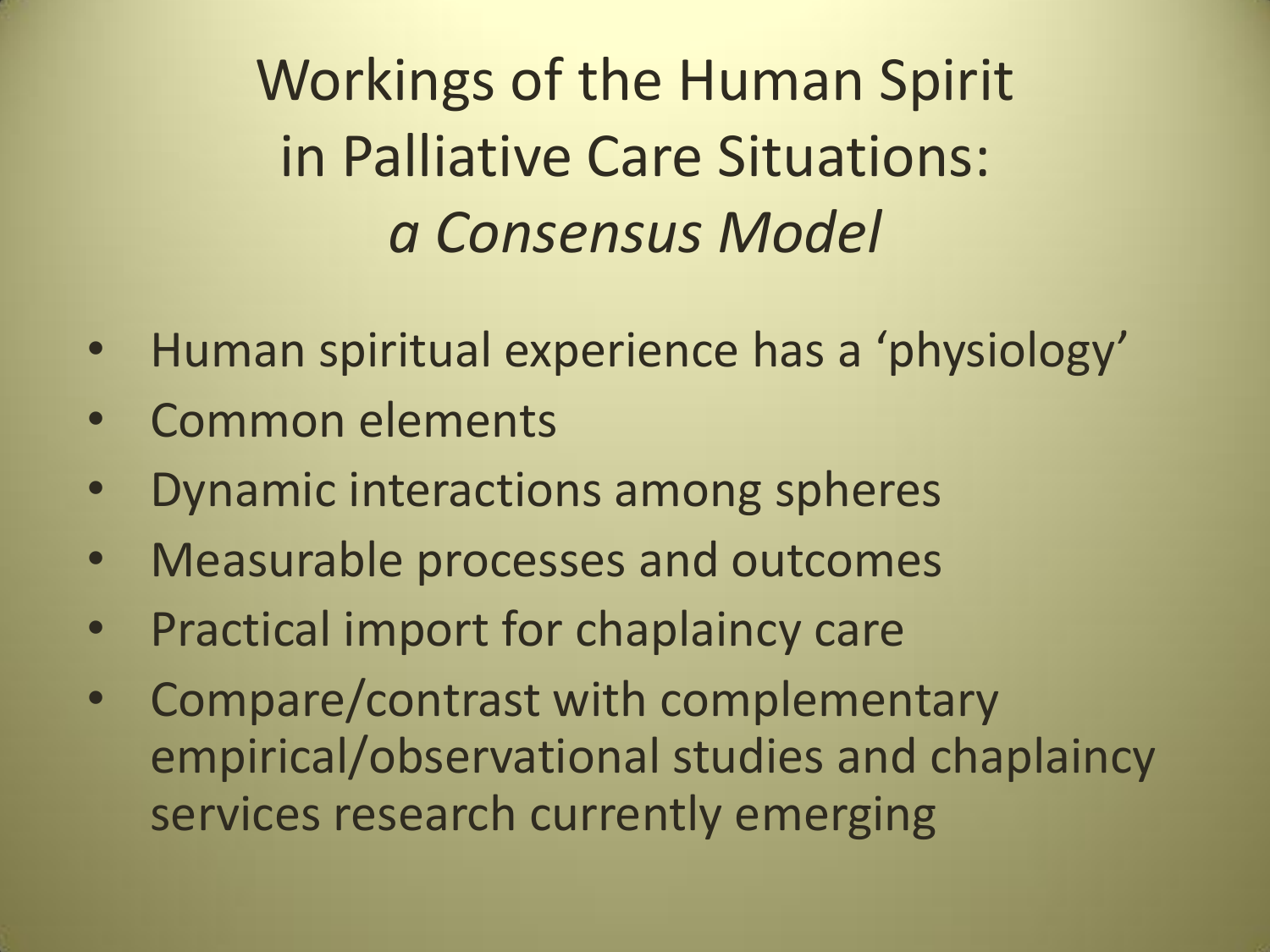# Workings of the Human Spirit in Palliative Care Situations: *a Consensus Model*

- Human spiritual experience has a ‘physiology’
- Common elements
- Dynamic interactions among spheres
- Measurable processes and outcomes
- Practical import for chaplaincy care
- Compare/contrast with complementary empirical/observational studies and chaplaincy services research currently emerging